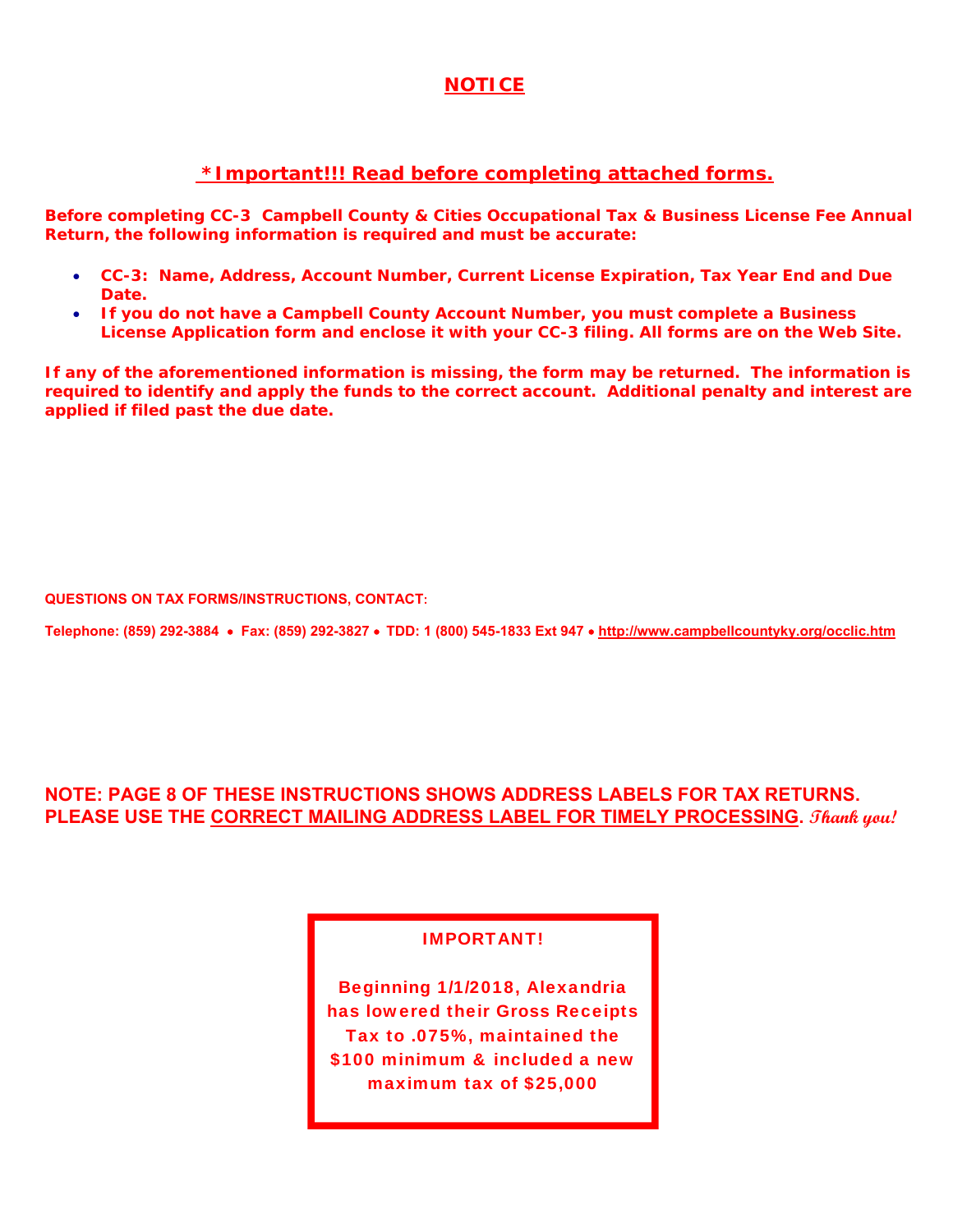# NOTICE

## *Important!!! Read before completing attached forms.

**Before completing CC-3 Campbell County & Cities Occupational Tax & Business License Fee Annual Return, the following information is required and must be accurate:**

- **CC-3: Name, Address, Account Number, Current License Expiration, Tax Year End and Due Date.**
- **If you do not have a Campbell County Account Number, you must complete a Business License Application form and enclose it with your CC-3 filing. All forms are on the Web Site.**

**If any of the aforementioned information is missing, the form may be returned. The information is required to identify and apply the funds to the correct account. Additional penalty and interest are applied if filed past the due date.**

**QUESTIONS ON TAX FORMS/INSTRUCTIONS, CONTACT:**

**Telephone: (859) 292-3884 • Fax: (859) 292-3827 • TDD: 1 (800) 545-1833 Ext 947 • http://www.campbellcountyky.org/occlic.htm**

**NOTE: PAGE 8 OF THESE INSTRUCTIONS SHOWS ADDRESS LABELS FOR TAX RETURNS. PLEASE USE THE CORRECT MAILING ADDRESS LABEL FOR TIMELY PROCESSING.** *Thank you!*

**IMPORTANT!**

**Beginning 1/1/2018, Alexandria has lowered their Gross Receipts Tax to .075%, maintained the $100 minimum & included a new maximum tax of $25,000**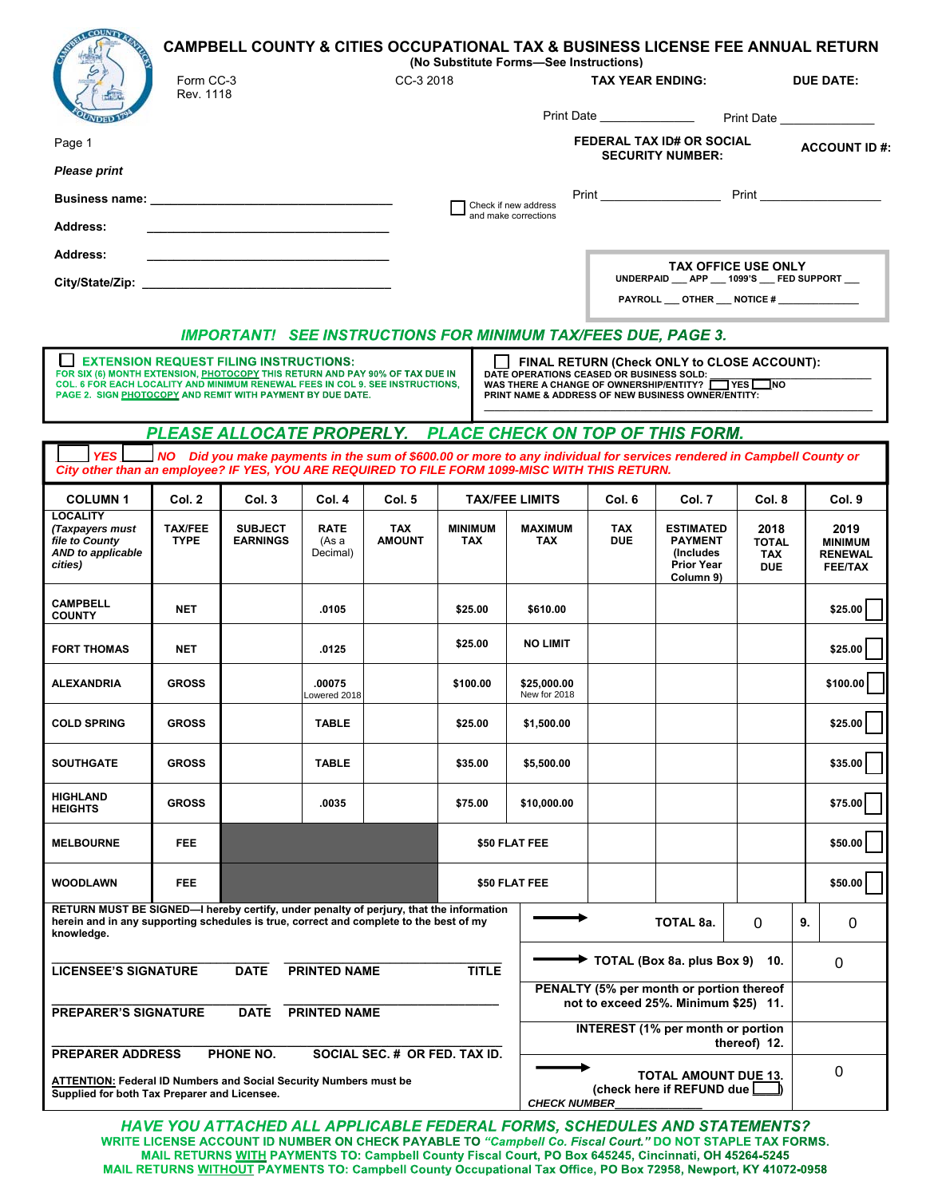# CAMPBELL COUNTY & CITIES OCCUPATIONAL TAX & BUSINESS LICENSE FEE ANNUAL RETURN

(No Substitute Forms—See Instructions)

Form CC-3
Rev. 1118

CC-3 2018

**TAX YEAR ENDING:** Print Date _______________

**DUE DATE:** Print Date _______________

Page 1

*Please print*

**FEDERAL TAX ID# OR SOCIAL SECURITY NUMBER:** Print ___________________

**ACCOUNT ID #:** Print ___________________

**Business name:** _____________________________________

**Address:** _____________________________________

**Address:** _____________________________________

**City/State/Zip:** _____________________________________

☐ Check if new address and make corrections

**TAX OFFICE USE ONLY**
UNDERPAID ___ APP ___ 1099'S ___ FED SUPPORT ___
PAYROLL ___ OTHER ___ NOTICE # _______________

*IMPORTANT! SEE INSTRUCTIONS FOR MINIMUM TAX/FEES DUE, PAGE 3.*

☐ **EXTENSION REQUEST FILING INSTRUCTIONS:**
FOR SIX (6) MONTH EXTENSION, PHOTOCOPY THIS RETURN AND PAY 90% OF TAX DUE IN COL. 6 FOR EACH LOCALITY AND MINIMUM RENEWAL FEES IN COL 9. SEE INSTRUCTIONS, PAGE 2. SIGN PHOTOCOPY AND REMIT WITH PAYMENT BY DUE DATE.

☐ **FINAL RETURN (Check ONLY to CLOSE ACCOUNT):**
DATE OPERATIONS CEASED OR BUSINESS SOLD: _______________________
WAS THERE A CHANGE OF OWNERSHIP/ENTITY? ☐ YES ☐ NO
PRINT NAME & ADDRESS OF NEW BUSINESS OWNER/ENTITY: _______________________

*PLEASE ALLOCATE PROPERLY. PLACE CHECK ON TOP OF THIS FORM.*

☐ YES ☐ NO *Did you make payments in the sum of $600.00 or more to any individual for services rendered in Campbell County or City other than an employee? IF YES, YOU ARE REQUIRED TO FILE FORM 1099-MISC WITH THIS RETURN.*

| COLUMN 1 | Col. 2 | Col. 3 | Col. 4 | Col. 5 | TAX/FEE LIMITS | | Col. 6 | Col. 7 | Col. 8 | Col. 9 |
|---|---|---|---|---|---|---|---|---|---|---|
| LOCALITY (*Taxpayers must file to County AND to applicable cities*) | TAX/FEE TYPE | SUBJECT EARNINGS | RATE (As a Decimal) | TAX AMOUNT | MINIMUM TAX | MAXIMUM TAX | TAX DUE | ESTIMATED PAYMENT (Includes Prior Year Column 9) | 2018 TOTAL TAX DUE | 2019 MINIMUM RENEWAL FEE/TAX |
| CAMPBELL COUNTY | NET | | .0105 | | $25.00 | $610.00 | | | | $25.00 ☐ |
| FORT THOMAS | NET | | .0125 | | $25.00 | NO LIMIT | | | | $25.00 ☐ |
| ALEXANDRIA | GROSS | | .00075 Lowered 2018 | | $100.00 | $25,000.00 New for 2018 | | | | $100.00 ☐ |
| COLD SPRING | GROSS | | TABLE | | $25.00 | $1,500.00 | | | | $25.00 ☐ |
| SOUTHGATE | GROSS | | TABLE | | $35.00 | $5,500.00 | | | | $35.00 ☐ |
| HIGHLAND HEIGHTS | GROSS | | .0035 | | $75.00 | $10,000.00 | | | | $75.00 ☐ |
| MELBOURNE | FEE | | | | $50 FLAT FEE | | | | | $50.00 ☐ |
| WOODLAWN | FEE | | | | $50 FLAT FEE | | | | | $50.00 ☐ |

RETURN MUST BE SIGNED—I hereby certify, under penalty of perjury, that the information herein and in any supporting schedules is true, correct and complete to the best of my knowledge.

| | | |
|---|---|---|
| TOTAL 8a. | 0 | 9. 0 |
| TOTAL (Box 8a. plus Box 9) 10. | | 0 |
| PENALTY (5% per month or portion thereof not to exceed 25%. Minimum $25) 11. | | |
| INTEREST (1% per month or portion thereof) 12. | | |
| TOTAL AMOUNT DUE 13. (check here if REFUND due ☐) | | 0 |

CHECK NUMBER_______________

_______________________________________________
LICENSEE'S SIGNATURE DATE PRINTED NAME TITLE

_______________________________________________
PREPARER'S SIGNATURE DATE PRINTED NAME

_______________________________________________
PREPARER ADDRESS PHONE NO. SOCIAL SEC. # OR FED. TAX ID.

ATTENTION: Federal ID Numbers and Social Security Numbers must be Supplied for both Tax Preparer and Licensee.

*HAVE YOU ATTACHED ALL APPLICABLE FEDERAL FORMS, SCHEDULES AND STATEMENTS?*

WRITE LICENSE ACCOUNT ID NUMBER ON CHECK PAYABLE TO *"Campbell Co. Fiscal Court."* DO NOT STAPLE TAX FORMS.

MAIL RETURNS WITH PAYMENTS TO: Campbell County Fiscal Court, PO Box 645245, Cincinnati, OH 45264-5245

MAIL RETURNS WITHOUT PAYMENTS TO: Campbell County Occupational Tax Office, PO Box 72958, Newport, KY 41072-0958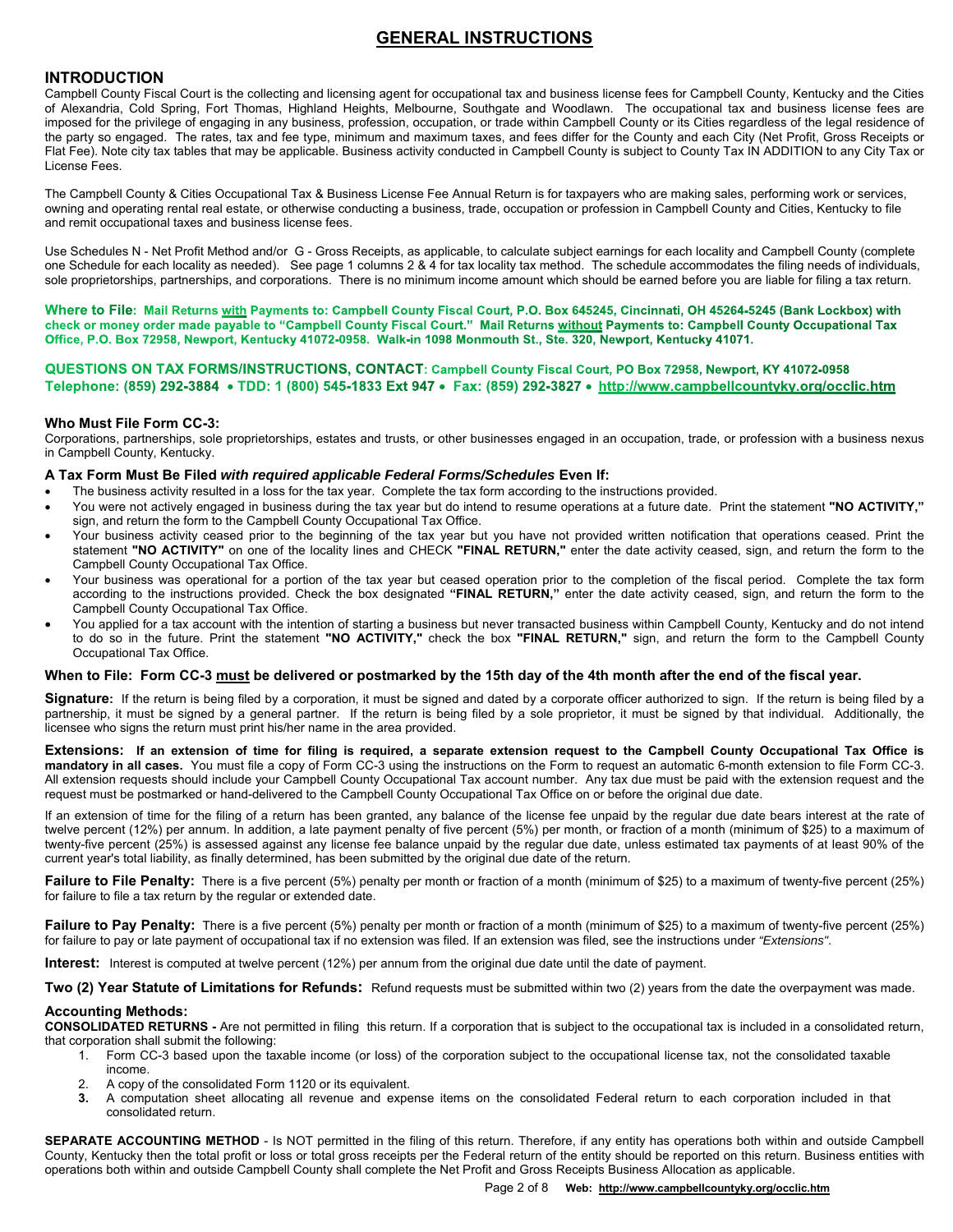# GENERAL INSTRUCTIONS

## INTRODUCTION

Campbell County Fiscal Court is the collecting and licensing agent for occupational tax and business license fees for Campbell County, Kentucky and the Cities of Alexandria, Cold Spring, Fort Thomas, Highland Heights, Melbourne, Southgate and Woodlawn. The occupational tax and business license fees are imposed for the privilege of engaging in any business, profession, occupation, or trade within Campbell County or its Cities regardless of the legal residence of the party so engaged. The rates, tax and fee type, minimum and maximum taxes, and fees differ for the County and each City (Net Profit, Gross Receipts or Flat Fee). Note city tax tables that may be applicable. Business activity conducted in Campbell County is subject to County Tax IN ADDITION to any City Tax or License Fees.

The Campbell County & Cities Occupational Tax & Business License Fee Annual Return is for taxpayers who are making sales, performing work or services, owning and operating rental real estate, or otherwise conducting a business, trade, occupation or profession in Campbell County and Cities, Kentucky to file and remit occupational taxes and business license fees.

Use Schedules N - Net Profit Method and/or G - Gross Receipts, as applicable, to calculate subject earnings for each locality and Campbell County (complete one Schedule for each locality as needed). See page 1 columns 2 & 4 for tax locality tax method. The schedule accommodates the filing needs of individuals, sole proprietorships, partnerships, and corporations. There is no minimum income amount which should be earned before you are liable for filing a tax return.

**Where to File: Mail Returns <u>with</u> Payments to: Campbell County Fiscal Court, P.O. Box 645245, Cincinnati, OH 45264-5245 (Bank Lockbox) with check or money order made payable to "Campbell County Fiscal Court." Mail Returns <u>without</u> Payments to: Campbell County Occupational Tax Office, P.O. Box 72958, Newport, Kentucky 41072-0958. Walk-in 1098 Monmouth St., Ste. 320, Newport, Kentucky 41071.**

**QUESTIONS ON TAX FORMS/INSTRUCTIONS, CONTACT: Campbell County Fiscal Court, PO Box 72958, Newport, KY 41072-0958**
**Telephone: (859) 292-3884 • TDD: 1 (800) 545-1833 Ext 947 • Fax: (859) 292-3827 • http://www.campbellcountyky.org/occlic.htm**

### Who Must File Form CC-3:

Corporations, partnerships, sole proprietorships, estates and trusts, or other businesses engaged in an occupation, trade, or profession with a business nexus in Campbell County, Kentucky.

### A Tax Form Must Be Filed *with required applicable Federal Forms/Schedules* Even If:

- The business activity resulted in a loss for the tax year. Complete the tax form according to the instructions provided.
- You were not actively engaged in business during the tax year but do intend to resume operations at a future date. Print the statement **"NO ACTIVITY,"** sign, and return the form to the Campbell County Occupational Tax Office.
- Your business activity ceased prior to the beginning of the tax year but you have not provided written notification that operations ceased. Print the statement **"NO ACTIVITY"** on one of the locality lines and CHECK **"FINAL RETURN,"** enter the date activity ceased, sign, and return the form to the Campbell County Occupational Tax Office.
- Your business was operational for a portion of the tax year but ceased operation prior to the completion of the fiscal period. Complete the tax form according to the instructions provided. Check the box designated **"FINAL RETURN,"** enter the date activity ceased, sign, and return the form to the Campbell County Occupational Tax Office.
- You applied for a tax account with the intention of starting a business but never transacted business within Campbell County, Kentucky and do not intend to do so in the future. Print the statement **"NO ACTIVITY,"** check the box **"FINAL RETURN,"** sign, and return the form to the Campbell County Occupational Tax Office.

**When to File: Form CC-3 <u>must</u> be delivered or postmarked by the 15th day of the 4th month after the end of the fiscal year.**

**Signature:** If the return is being filed by a corporation, it must be signed and dated by a corporate officer authorized to sign. If the return is being filed by a partnership, it must be signed by a general partner. If the return is being filed by a sole proprietor, it must be signed by that individual. Additionally, the licensee who signs the return must print his/her name in the area provided.

**Extensions: If an extension of time for filing is required, a separate extension request to the Campbell County Occupational Tax Office is mandatory in all cases.** You must file a copy of Form CC-3 using the instructions on the Form to request an automatic 6-month extension to file Form CC-3. All extension requests should include your Campbell County Occupational Tax account number. Any tax due must be paid with the extension request and the request must be postmarked or hand-delivered to the Campbell County Occupational Tax Office on or before the original due date.

If an extension of time for the filing of a return has been granted, any balance of the license fee unpaid by the regular due date bears interest at the rate of twelve percent (12%) per annum. In addition, a late payment penalty of five percent (5%) per month, or fraction of a month (minimum of $25) to a maximum of twenty-five percent (25%) is assessed against any license fee balance unpaid by the regular due date, unless estimated tax payments of at least 90% of the current year's total liability, as finally determined, has been submitted by the original due date of the return.

**Failure to File Penalty:** There is a five percent (5%) penalty per month or fraction of a month (minimum of $25) to a maximum of twenty-five percent (25%) for failure to file a tax return by the regular or extended date.

**Failure to Pay Penalty:** There is a five percent (5%) penalty per month or fraction of a month (minimum of $25) to a maximum of twenty-five percent (25%) for failure to pay or late payment of occupational tax if no extension was filed. If an extension was filed, see the instructions under *"Extensions"*.

**Interest:** Interest is computed at twelve percent (12%) per annum from the original due date until the date of payment.

**Two (2) Year Statute of Limitations for Refunds:** Refund requests must be submitted within two (2) years from the date the overpayment was made.

### Accounting Methods:

**CONSOLIDATED RETURNS -** Are not permitted in filing this return. If a corporation that is subject to the occupational tax is included in a consolidated return, that corporation shall submit the following:

1. Form CC-3 based upon the taxable income (or loss) of the corporation subject to the occupational license tax, not the consolidated taxable income.
2. A copy of the consolidated Form 1120 or its equivalent.
3. A computation sheet allocating all revenue and expense items on the consolidated Federal return to each corporation included in that consolidated return.

**SEPARATE ACCOUNTING METHOD** - Is NOT permitted in the filing of this return. Therefore, if any entity has operations both within and outside Campbell County, Kentucky then the total profit or loss or total gross receipts per the Federal return of the entity should be reported on this return. Business entities with operations both within and outside Campbell County shall complete the Net Profit and Gross Receipts Business Allocation as applicable.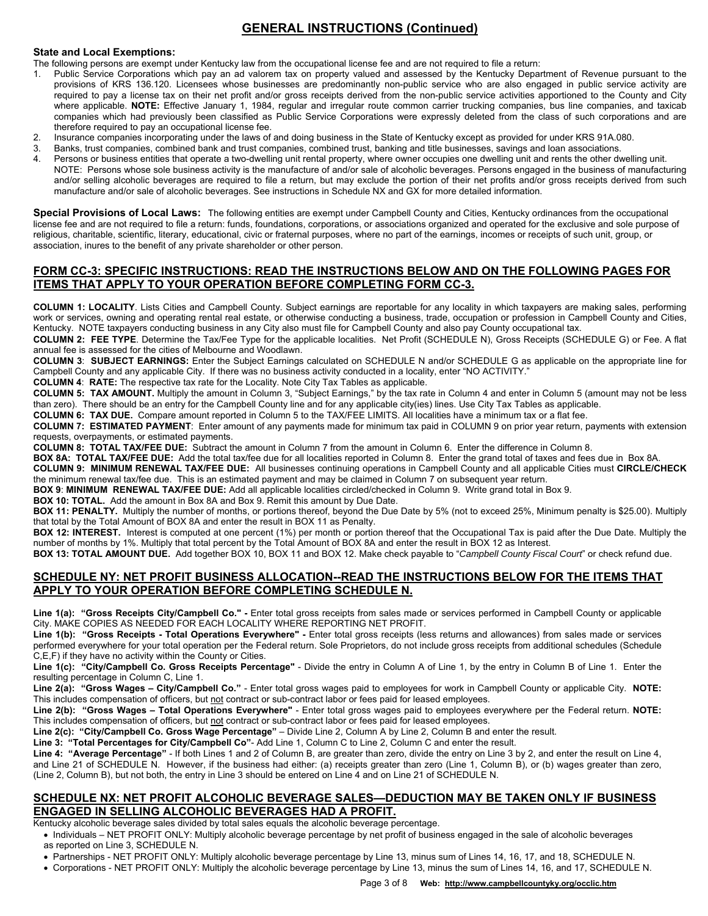## GENERAL INSTRUCTIONS (Continued)

**State and Local Exemptions:**

The following persons are exempt under Kentucky law from the occupational license fee and are not required to file a return:

1. Public Service Corporations which pay an ad valorem tax on property valued and assessed by the Kentucky Department of Revenue pursuant to the provisions of KRS 136.120. Licensees whose businesses are predominantly non-public service who are also engaged in public service activity are required to pay a license tax on their net profit and/or gross receipts derived from the non-public service activities apportioned to the County and City where applicable. **NOTE:** Effective January 1, 1984, regular and irregular route common carrier trucking companies, bus line companies, and taxicab companies which had previously been classified as Public Service Corporations were expressly deleted from the class of such corporations and are therefore required to pay an occupational license fee.
2. Insurance companies incorporating under the laws of and doing business in the State of Kentucky except as provided for under KRS 91A.080.
3. Banks, trust companies, combined bank and trust companies, combined trust, banking and title businesses, savings and loan associations.
4. Persons or business entities that operate a two-dwelling unit rental property, where owner occupies one dwelling unit and rents the other dwelling unit.
   NOTE: Persons whose sole business activity is the manufacture of and/or sale of alcoholic beverages. Persons engaged in the business of manufacturing and/or selling alcoholic beverages are required to file a return, but may exclude the portion of their net profits and/or gross receipts derived from such manufacture and/or sale of alcoholic beverages. See instructions in Schedule NX and GX for more detailed information.

**Special Provisions of Local Laws:** The following entities are exempt under Campbell County and Cities, Kentucky ordinances from the occupational license fee and are not required to file a return: funds, foundations, corporations, or associations organized and operated for the exclusive and sole purpose of religious, charitable, scientific, literary, educational, civic or fraternal purposes, where no part of the earnings, incomes or receipts of such unit, group, or association, inures to the benefit of any private shareholder or other person.

## FORM CC-3: SPECIFIC INSTRUCTIONS: READ THE INSTRUCTIONS BELOW AND ON THE FOLLOWING PAGES FOR ITEMS THAT APPLY TO YOUR OPERATION BEFORE COMPLETING FORM CC-3.

**COLUMN 1: LOCALITY**. Lists Cities and Campbell County. Subject earnings are reportable for any locality in which taxpayers are making sales, performing work or services, owning and operating rental real estate, or otherwise conducting a business, trade, occupation or profession in Campbell County and Cities, Kentucky. NOTE taxpayers conducting business in any City also must file for Campbell County and also pay County occupational tax.

**COLUMN 2: FEE TYPE**. Determine the Tax/Fee Type for the applicable localities. Net Profit (SCHEDULE N), Gross Receipts (SCHEDULE G) or Fee. A flat annual fee is assessed for the cities of Melbourne and Woodlawn.

**COLUMN 3**: **SUBJECT EARNINGS:** Enter the Subject Earnings calculated on SCHEDULE N and/or SCHEDULE G as applicable on the appropriate line for Campbell County and any applicable City. If there was no business activity conducted in a locality, enter "NO ACTIVITY."

**COLUMN 4**: **RATE:** The respective tax rate for the Locality. Note City Tax Tables as applicable.

**COLUMN 5: TAX AMOUNT.** Multiply the amount in Column 3, "Subject Earnings," by the tax rate in Column 4 and enter in Column 5 (amount may not be less than zero). There should be an entry for the Campbell County line and for any applicable city(ies) lines. Use City Tax Tables as applicable.

**COLUMN 6: TAX DUE.** Compare amount reported in Column 5 to the TAX/FEE LIMITS. All localities have a minimum tax or a flat fee.

**COLUMN 7: ESTIMATED PAYMENT**: Enter amount of any payments made for minimum tax paid in COLUMN 9 on prior year return, payments with extension requests, overpayments, or estimated payments.

**COLUMN 8: TOTAL TAX/FEE DUE:** Subtract the amount in Column 7 from the amount in Column 6. Enter the difference in Column 8.

**BOX 8A: TOTAL TAX/FEE DUE:** Add the total tax/fee due for all localities reported in Column 8. Enter the grand total of taxes and fees due in Box 8A.

**COLUMN 9: MINIMUM RENEWAL TAX/FEE DUE:** All businesses continuing operations in Campbell County and all applicable Cities must **CIRCLE/CHECK** the minimum renewal tax/fee due. This is an estimated payment and may be claimed in Column 7 on subsequent year return.

**BOX 9**: **MINIMUM RENEWAL TAX/FEE DUE:** Add all applicable localities circled/checked in Column 9. Write grand total in Box 9.

**BOX 10: TOTAL.** Add the amount in Box 8A and Box 9. Remit this amount by Due Date.

**BOX 11: PENALTY.** Multiply the number of months, or portions thereof, beyond the Due Date by 5% (not to exceed 25%, Minimum penalty is $25.00). Multiply that total by the Total Amount of BOX 8A and enter the result in BOX 11 as Penalty.

**BOX 12: INTEREST.** Interest is computed at one percent (1%) per month or portion thereof that the Occupational Tax is paid after the Due Date. Multiply the number of months by 1%. Multiply that total percent by the Total Amount of BOX 8A and enter the result in BOX 12 as Interest.

**BOX 13: TOTAL AMOUNT DUE.** Add together BOX 10, BOX 11 and BOX 12. Make check payable to "*Campbell County Fiscal Court*" or check refund due.

## SCHEDULE NY: NET PROFIT BUSINESS ALLOCATION--READ THE INSTRUCTIONS BELOW FOR THE ITEMS THAT APPLY TO YOUR OPERATION BEFORE COMPLETING SCHEDULE N.

**Line 1(a): "Gross Receipts City/Campbell Co." -** Enter total gross receipts from sales made or services performed in Campbell County or applicable City. MAKE COPIES AS NEEDED FOR EACH LOCALITY WHERE REPORTING NET PROFIT.

**Line 1(b): "Gross Receipts - Total Operations Everywhere" -** Enter total gross receipts (less returns and allowances) from sales made or services performed everywhere for your total operation per the Federal return. Sole Proprietors, do not include gross receipts from additional schedules (Schedule C,E,F) if they have no activity within the County or Cities.

**Line 1(c): "City/Campbell Co. Gross Receipts Percentage"** - Divide the entry in Column A of Line 1, by the entry in Column B of Line 1. Enter the resulting percentage in Column C, Line 1.

**Line 2(a): "Gross Wages – City/Campbell Co."** - Enter total gross wages paid to employees for work in Campbell County or applicable City. **NOTE:** This includes compensation of officers, but not contract or sub-contract labor or fees paid for leased employees.

**Line 2(b): "Gross Wages – Total Operations Everywhere"** - Enter total gross wages paid to employees everywhere per the Federal return. **NOTE:** This includes compensation of officers, but not contract or sub-contract labor or fees paid for leased employees.

**Line 2(c): "City/Campbell Co. Gross Wage Percentage"** – Divide Line 2, Column A by Line 2, Column B and enter the result.

**Line 3: "Total Percentages for City/Campbell Co"**- Add Line 1, Column C to Line 2, Column C and enter the result.

**Line 4: "Average Percentage"** - If both Lines 1 and 2 of Column B, are greater than zero, divide the entry on Line 3 by 2, and enter the result on Line 4, and Line 21 of SCHEDULE N. However, if the business had either: (a) receipts greater than zero (Line 1, Column B), or (b) wages greater than zero, (Line 2, Column B), but not both, the entry in Line 3 should be entered on Line 4 and on Line 21 of SCHEDULE N.

## SCHEDULE NX: NET PROFIT ALCOHOLIC BEVERAGE SALES—DEDUCTION MAY BE TAKEN ONLY IF BUSINESS ENGAGED IN SELLING ALCOHOLIC BEVERAGES HAD A PROFIT.

Kentucky alcoholic beverage sales divided by total sales equals the alcoholic beverage percentage.

- Individuals – NET PROFIT ONLY: Multiply alcoholic beverage percentage by net profit of business engaged in the sale of alcoholic beverages as reported on Line 3, SCHEDULE N.
- Partnerships - NET PROFIT ONLY: Multiply alcoholic beverage percentage by Line 13, minus sum of Lines 14, 16, 17, and 18, SCHEDULE N.
- Corporations - NET PROFIT ONLY: Multiply the alcoholic beverage percentage by Line 13, minus the sum of Lines 14, 16, and 17, SCHEDULE N.

**Web: http://www.campbellcountyky.org/occlic.htm**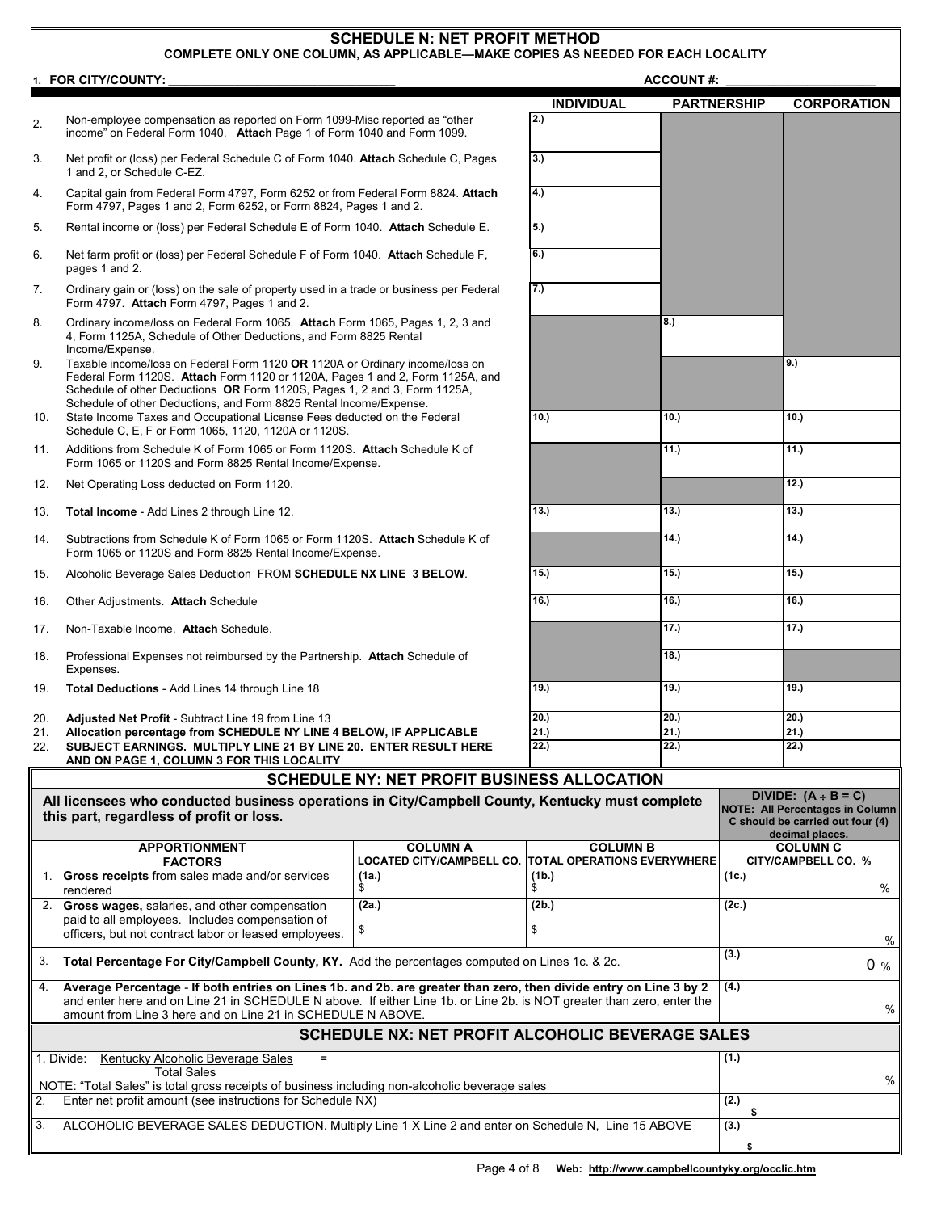# SCHEDULE N: NET PROFIT METHOD

**COMPLETE ONLY ONE COLUMN, AS APPLICABLE—MAKE COPIES AS NEEDED FOR EACH LOCALITY**

**1. FOR CITY/COUNTY:** ______________________ **ACCOUNT #:** ______________________

| | | INDIVIDUAL | PARTNERSHIP | CORPORATION |
|---|---|---|---|---|
| 2. | Non-employee compensation as reported on Form 1099-Misc reported as "other income" on Federal Form 1040. **Attach** Page 1 of Form 1040 and Form 1099. | 2.) | | |
| 3. | Net profit or (loss) per Federal Schedule C of Form 1040. **Attach** Schedule C, Pages 1 and 2, or Schedule C-EZ. | 3.) | | |
| 4. | Capital gain from Federal Form 4797, Form 6252 or from Federal Form 8824. **Attach** Form 4797, Pages 1 and 2, Form 6252, or Form 8824, Pages 1 and 2. | 4.) | | |
| 5. | Rental income or (loss) per Federal Schedule E of Form 1040. **Attach** Schedule E. | 5.) | | |
| 6. | Net farm profit or (loss) per Federal Schedule F of Form 1040. **Attach** Schedule F, pages 1 and 2. | 6.) | | |
| 7. | Ordinary gain or (loss) on the sale of property used in a trade or business per Federal Form 4797. **Attach** Form 4797, Pages 1 and 2. | 7.) | | |
| 8. | Ordinary income/loss on Federal Form 1065. **Attach** Form 1065, Pages 1, 2, 3 and 4, Form 1125A, Schedule of Other Deductions, and Form 8825 Rental Income/Expense. | | 8.) | |
| 9. | Taxable income/loss on Federal Form 1120 **OR** 1120A or Ordinary income/loss on Federal Form 1120S. **Attach** Form 1120 or 1120A, Pages 1 and 2, Form 1125A, and Schedule of other Deductions **OR** Form 1120S, Pages 1, 2 and 3, Form 1125A, Schedule of other Deductions, and Form 8824 Rental Income/Expense. | | | 9.) |
| 10. | State Income Taxes and Occupational License Fees deducted on the Federal Schedule C, E, F or Form 1065, 1120, 1120A or 1120S. | 10.) | 10.) | 10.) |
| 11. | Additions from Schedule K of Form 1065 or Form 1120S. **Attach** Schedule K of Form 1065 or 1120S and Form 8825 Rental Income/Expense. | | 11.) | 11.) |
| 12. | Net Operating Loss deducted on Form 1120. | | | 12.) |
| 13. | **Total Income** - Add Lines 2 through Line 12. | 13.) | 13.) | 13.) |
| 14. | Subtractions from Schedule K of Form 1065 or Form 1120S. **Attach** Schedule K of Form 1065 or 1120S and Form 8825 Rental Income/Expense. | | 14.) | 14.) |
| 15. | Alcoholic Beverage Sales Deduction FROM **SCHEDULE NX LINE 3 BELOW**. | 15.) | 15.) | 15.) |
| 16. | Other Adjustments. **Attach** Schedule | 16.) | 16.) | 16.) |
| 17. | Non-Taxable Income. **Attach** Schedule. | | 17.) | 17.) |
| 18. | Professional Expenses not reimbursed by the Partnership. **Attach** Schedule of Expenses. | | 18.) | |
| 19. | **Total Deductions** - Add Lines 14 through Line 18 | 19.) | 19.) | 19.) |
| 20. | **Adjusted Net Profit** - Subtract Line 19 from Line 13 | 20.) | 20.) | 20.) |
| 21. | **Allocation percentage from SCHEDULE NY LINE 4 BELOW, IF APPLICABLE** | 21.) | 21.) | 21.) |
| 22. | **SUBJECT EARNINGS. MULTIPLY LINE 21 BY LINE 20. ENTER RESULT HERE AND ON PAGE 1, COLUMN 3 FOR THIS LOCALITY** | 22.) | 22.) | 22.) |

# SCHEDULE NY: NET PROFIT BUSINESS ALLOCATION

**All licensees who conducted business operations in City/Campbell County, Kentucky must complete this part, regardless of profit or loss.**

**DIVIDE: (A ÷ B = C)**
**NOTE: All Percentages in Column C should be carried out four (4) decimal places.**

| APPORTIONMENT FACTORS | COLUMN A LOCATED CITY/CAMPBELL CO. | COLUMN B TOTAL OPERATIONS EVERYWHERE | COLUMN C CITY/CAMPBELL CO. % |
|---|---|---|---|
| 1. **Gross receipts** from sales made and/or services rendered | (1a.) $ | (1b.) $ | (1c.) % |
| 2. **Gross wages,** salaries, and other compensation paid to all employees. Includes compensation of officers, but not contract labor or leased employees. | (2a.) $ | (2b.) $ | (2c.) % |
| 3. **Total Percentage For City/Campbell County, KY.** Add the percentages computed on Lines 1c. & 2c. | | | (3.) 0 % |
| 4. **Average Percentage - If both entries on Lines 1b. and 2b. are greater than zero, then divide entry on Line 3 by 2** and enter here and on Line 21 in SCHEDULE N above. If either Line 1b. or Line 2b. is NOT greater than zero, enter the amount from Line 3 here and on Line 21 in SCHEDULE N ABOVE. | | | (4.) % |

# SCHEDULE NX: NET PROFIT ALCOHOLIC BEVERAGE SALES

| | |
|---|---|
| 1. Divide: Kentucky Alcoholic Beverage Sales / Total Sales = <br>NOTE: "Total Sales" is total gross receipts of business including non-alcoholic beverage sales | (1.) % |
| 2. Enter net profit amount (see instructions for Schedule NX) | (2.) $ |
| 3. ALCOHOLIC BEVERAGE SALES DEDUCTION. Multiply Line 1 X Line 2 and enter on Schedule N, Line 15 ABOVE | (3.) $ |

Web: http://www.campbellcountyky.org/occlic.htm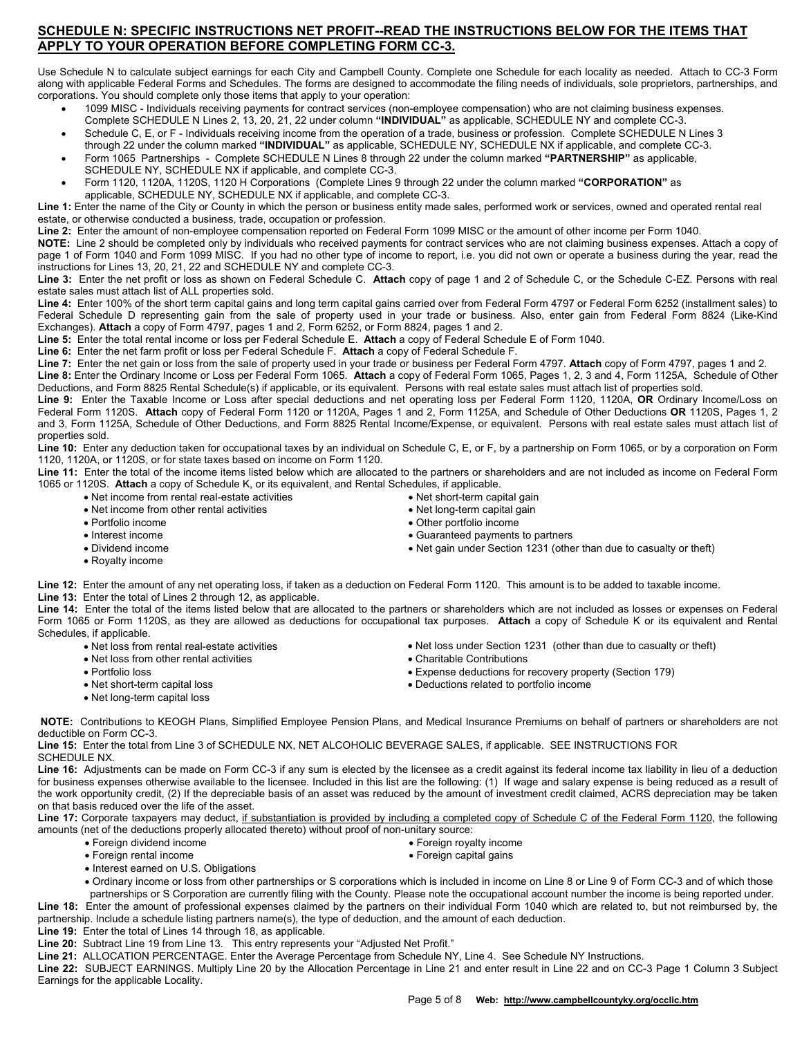## SCHEDULE N: SPECIFIC INSTRUCTIONS NET PROFIT--READ THE INSTRUCTIONS BELOW FOR THE ITEMS THAT APPLY TO YOUR OPERATION BEFORE COMPLETING FORM CC-3.

Use Schedule N to calculate subject earnings for each City and Campbell County. Complete one Schedule for each locality as needed. Attach to CC-3 Form along with applicable Federal Forms and Schedules. The forms are designed to accommodate the filing needs of individuals, sole proprietors, partnerships, and corporations. You should complete only those items that apply to your operation:

- 1099 MISC - Individuals receiving payments for contract services (non-employee compensation) who are not claiming business expenses. Complete SCHEDULE N Lines 2, 13, 20, 21, 22 under column **"INDIVIDUAL"** as applicable, SCHEDULE NY and complete CC-3.
- Schedule C, E, or F - Individuals receiving income from the operation of a trade, business or profession. Complete SCHEDULE N Lines 3 through 22 under the column marked **"INDIVIDUAL"** as applicable, SCHEDULE NY, SCHEDULE NX if applicable, and complete CC-3.
- Form 1065 Partnerships - Complete SCHEDULE N Lines 8 through 22 under the column marked **"PARTNERSHIP"** as applicable, SCHEDULE NY, SCHEDULE NX if applicable, and complete CC-3.
- Form 1120, 1120A, 1120S, 1120 H Corporations (Complete Lines 9 through 22 under the column marked **"CORPORATION"** as applicable, SCHEDULE NY, SCHEDULE NX if applicable, and complete CC-3.

**Line 1:** Enter the name of the City or County in which the person or business entity made sales, performed work or services, owned and operated rental real estate, or otherwise conducted a business, trade, occupation or profession.

**Line 2:** Enter the amount of non-employee compensation reported on Federal Form 1099 MISC or the amount of other income per Form 1040.

**NOTE:** Line 2 should be completed only by individuals who received payments for contract services who are not claiming business expenses. Attach a copy of page 1 of Form 1040 and Form 1099 MISC. If you had no other type of income to report, i.e. you did not own or operate a business during the year, read the instructions for Lines 13, 20, 21, 22 and SCHEDULE NY and complete CC-3.

**Line 3:** Enter the net profit or loss as shown on Federal Schedule C. **Attach** copy of page 1 and 2 of Schedule C, or the Schedule C-EZ. Persons with real estate sales must attach list of ALL properties sold.

**Line 4:** Enter 100% of the short term capital gains and long term capital gains carried over from Federal Form 4797 or Federal Form 6252 (installment sales) to Federal Schedule D representing gain from the sale of property used in your trade or business. Also, enter gain from Federal Form 8824 (Like-Kind Exchanges). **Attach** a copy of Form 4797, pages 1 and 2, Form 6252, or Form 8824, pages 1 and 2.

**Line 5:** Enter the total rental income or loss per Federal Schedule E. **Attach** a copy of Federal Schedule E of Form 1040.

**Line 6:** Enter the net farm profit or loss per Federal Schedule F. **Attach** a copy of Federal Schedule F.

**Line 7:** Enter the net gain or loss from the sale of property used in your trade or business per Federal Form 4797. **Attach** copy of Form 4797, pages 1 and 2.

**Line 8:** Enter the Ordinary Income or Loss per Federal Form 1065. **Attach** a copy of Federal Form 1065, Pages 1, 2, 3 and 4, Form 1125A, Schedule of Other Deductions, and Form 8825 Rental Schedule(s) if applicable, or its equivalent. Persons with real estate sales must attach list of properties sold.

**Line 9:** Enter the Taxable Income or Loss after special deductions and net operating loss per Federal Form 1120, 1120A, **OR** Ordinary Income/Loss on Federal Form 1120S. **Attach** copy of Federal Form 1120 or 1120A, Pages 1 and 2, Form 1125A, and Schedule of Other Deductions **OR** 1120S, Pages 1, 2 and 3, Form 1125A, Schedule of Other Deductions, and Form 8825 Rental Income/Expense, or equivalent. Persons with real estate sales must attach list of properties sold.

**Line 10:** Enter any deduction taken for occupational taxes by an individual on Schedule C, E, or F, by a partnership on Form 1065, or by a corporation on Form 1120, 1120A, or 1120S, or for state taxes based on income on Form 1120.

**Line 11:** Enter the total of the income items listed below which are allocated to the partners or shareholders and are not included as income on Federal Form 1065 or 1120S. **Attach** a copy of Schedule K, or its equivalent, and Rental Schedules, if applicable.

- Net income from rental real-estate activities
- Net income from other rental activities
- Portfolio income
- Interest income
- Dividend income
- Royalty income
- Net short-term capital gain
- Net long-term capital gain
- Other portfolio income
- Guaranteed payments to partners
- Net gain under Section 1231 (other than due to casualty or theft)

**Line 12:** Enter the amount of any net operating loss, if taken as a deduction on Federal Form 1120. This amount is to be added to taxable income.

**Line 13:** Enter the total of Lines 2 through 12, as applicable.

**Line 14:** Enter the total of the items listed below that are allocated to the partners or shareholders which are not included as losses or expenses on Federal Form 1065 or Form 1120S, as they are allowed as deductions for occupational tax purposes. **Attach** a copy of Schedule K or its equivalent and Rental Schedules, if applicable.

- Net loss from rental real-estate activities
- Net loss from other rental activities
- Portfolio loss
- Net short-term capital loss
- Net long-term capital loss
- Net loss under Section 1231 (other than due to casualty or theft)
- Charitable Contributions
- Expense deductions for recovery property (Section 179)
- Deductions related to portfolio income

**NOTE:** Contributions to KEOGH Plans, Simplified Employee Pension Plans, and Medical Insurance Premiums on behalf of partners or shareholders are not deductible on Form CC-3.

**Line 15:** Enter the total from Line 3 of SCHEDULE NX, NET ALCOHOLIC BEVERAGE SALES, if applicable. SEE INSTRUCTIONS FOR SCHEDULE NX.

**Line 16:** Adjustments can be made on Form CC-3 if any sum is elected by the licensee as a credit against its federal income tax liability in lieu of a deduction for business expenses otherwise available to the licensee. Included in this list are the following: (1) If wage and salary expense is being reduced as a result of the work opportunity credit, (2) If the depreciable basis of an asset was reduced by the amount of investment credit claimed, ACRS depreciation may be taken on that basis reduced over the life of the asset.

**Line 17:** Corporate taxpayers may deduct, if substantiation is provided by including a completed copy of Schedule C of the Federal Form 1120, the following amounts (net of the deductions properly allocated thereto) without proof of non-unitary source:

- Foreign dividend income
- Foreign rental income
- Interest earned on U.S. Obligations
- Foreign royalty income
- Foreign capital gains
- Ordinary income or loss from other partnerships or S corporations which is included in income on Line 8 or Line 9 of Form CC-3 and of which those partnerships or S Corporation are currently filing with the County. Please note the occupational account number the income is being reported under.

**Line 18:** Enter the amount of professional expenses claimed by the partners on their individual Form 1040 which are related to, but not reimbursed by, the partnership. Include a schedule listing partners name(s), the type of deduction, and the amount of each deduction.

**Line 19:** Enter the total of Lines 14 through 18, as applicable.

**Line 20:** Subtract Line 19 from Line 13. This entry represents your "Adjusted Net Profit."

**Line 21:** ALLOCATION PERCENTAGE. Enter the Average Percentage from Schedule NY, Line 4. See Schedule NY Instructions.

**Line 22:** SUBJECT EARNINGS. Multiply Line 20 by the Allocation Percentage in Line 21 and enter result in Line 22 and on CC-3 Page 1 Column 3 Subject Earnings for the applicable Locality.

Web: http://www.campbellcountyky.org/occlic.htm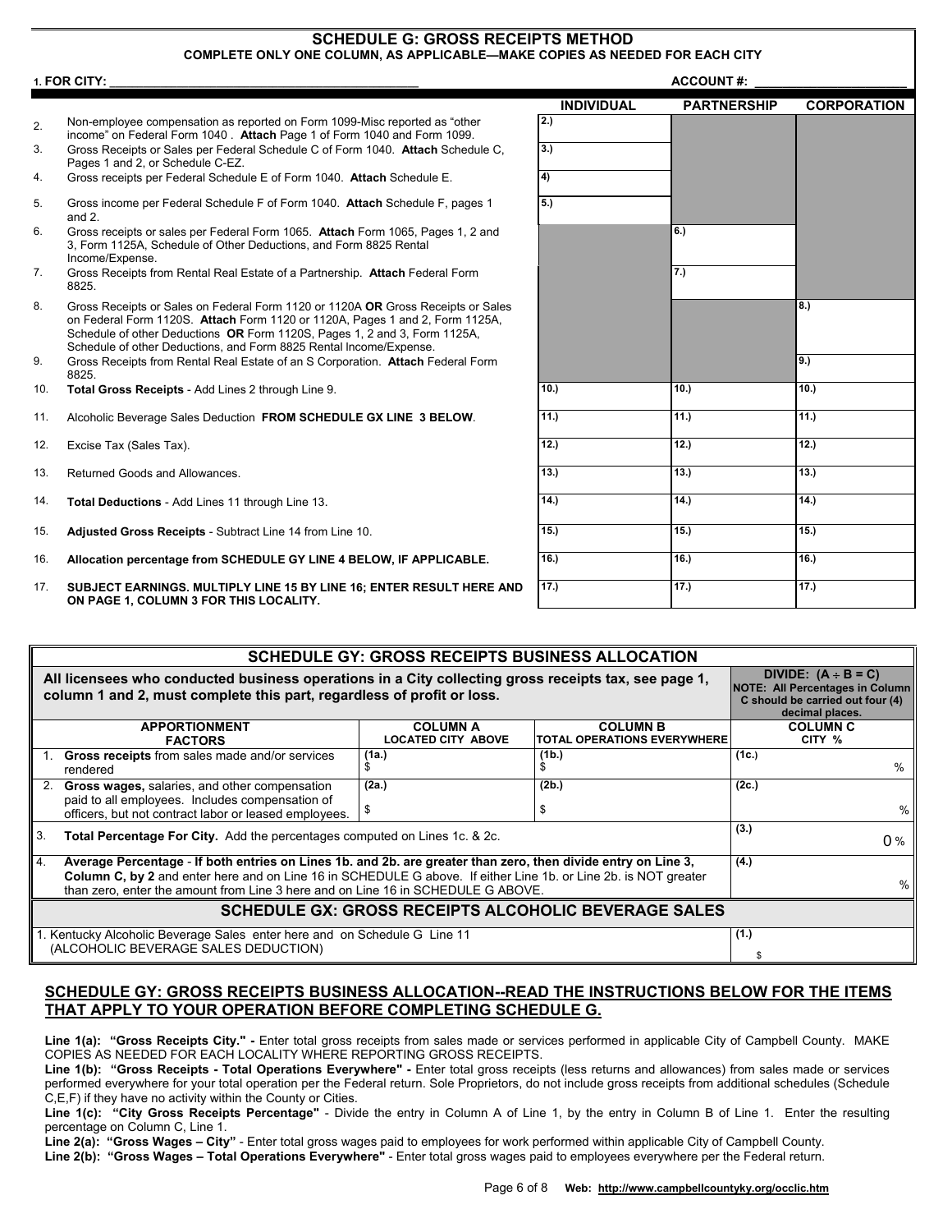# SCHEDULE G: GROSS RECEIPTS METHOD

**COMPLETE ONLY ONE COLUMN, AS APPLICABLE—MAKE COPIES AS NEEDED FOR EACH CITY**

**1. FOR CITY:** ______________________________ **ACCOUNT #:** ____________________

| | | INDIVIDUAL | PARTNERSHIP | CORPORATION |
|---|---|---|---|---|
| 2. | Non-employee compensation as reported on Form 1099-Misc reported as "other income" on Federal Form 1040 . **Attach** Page 1 of Form 1040 and Form 1099. | 2.) | | |
| 3. | Gross Receipts or Sales per Federal Schedule C of Form 1040. **Attach** Schedule C, Pages 1 and 2, or Schedule C-EZ. | 3.) | | |
| 4. | Gross receipts per Federal Schedule E of Form 1040. **Attach** Schedule E. | 4) | | |
| 5. | Gross income per Federal Schedule F of Form 1040. **Attach** Schedule F, pages 1 and 2. | 5.) | | |
| 6. | Gross receipts or sales per Federal Form 1065. **Attach** Form 1065, Pages 1, 2 and 3, Form 1125A, Schedule of Other Deductions, and Form 8825 Rental Income/Expense. | | 6.) | |
| 7. | Gross Receipts from Rental Real Estate of a Partnership. **Attach** Federal Form 8825. | | 7.) | |
| 8. | Gross Receipts or Sales on Federal Form 1120 or 1120A **OR** Gross Receipts or Sales on Federal Form 1120S. **Attach** Form 1120 or 1120A, Pages 1 and 2, Form 1125A, Schedule of other Deductions **OR** Form 1120S, Pages 1, 2 and 3, Form 1125A, Schedule of other Deductions, and Form 8825 Rental Income/Expense. | | | 8.) |
| 9. | Gross Receipts from Rental Real Estate of an S Corporation. **Attach** Federal Form 8825. | | | 9.) |
| 10. | **Total Gross Receipts** - Add Lines 2 through Line 9. | 10.) | 10.) | 10.) |
| 11. | Alcoholic Beverage Sales Deduction **FROM SCHEDULE GX LINE 3 BELOW**. | 11.) | 11.) | 11.) |
| 12. | Excise Tax (Sales Tax). | 12.) | 12.) | 12.) |
| 13. | Returned Goods and Allowances. | 13.) | 13.) | 13.) |
| 14. | **Total Deductions** - Add Lines 11 through Line 13. | 14.) | 14.) | 14.) |
| 15. | **Adjusted Gross Receipts** - Subtract Line 14 from Line 10. | 15.) | 15.) | 15.) |
| 16. | **Allocation percentage from SCHEDULE GY LINE 4 BELOW, IF APPLICABLE.** | 16.) | 16.) | 16.) |
| 17. | **SUBJECT EARNINGS. MULTIPLY LINE 15 BY LINE 16; ENTER RESULT HERE AND ON PAGE 1, COLUMN 3 FOR THIS LOCALITY.** | 17.) | 17.) | 17.) |

## SCHEDULE GY: GROSS RECEIPTS BUSINESS ALLOCATION

**All licensees who conducted business operations in a City collecting gross receipts tax, see page 1, column 1 and 2, must complete this part, regardless of profit or loss.**

**DIVIDE: (A ÷ B = C)**
**NOTE: All Percentages in Column C should be carried out four (4) decimal places.**

| APPORTIONMENT FACTORS | COLUMN A LOCATED CITY ABOVE | COLUMN B TOTAL OPERATIONS EVERYWHERE | COLUMN C CITY % |
|---|---|---|---|
| 1. **Gross receipts** from sales made and/or services rendered | (1a.) $ | (1b.) $ | (1c.) % |
| 2. **Gross wages,** salaries, and other compensation paid to all employees. Includes compensation of officers, but not contract labor or leased employees. | (2a.) $ | (2b.) $ | (2c.) % |
| 3. **Total Percentage For City.** Add the percentages computed on Lines 1c. & 2c. | | | (3.) 0 % |
| 4. **Average Percentage** - **If both entries on Lines 1b. and 2b. are greater than zero, then divide entry on Line 3, Column C, by 2** and enter here and on Line 16 in SCHEDULE G above. If either Line 1b. or Line 2b. is NOT greater than zero, enter the amount from Line 3 here and on Line 16 in SCHEDULE G ABOVE. | | | (4.) % |

## SCHEDULE GX: GROSS RECEIPTS ALCOHOLIC BEVERAGE SALES

| | |
|---|---|
| 1. Kentucky Alcoholic Beverage Sales enter here and on Schedule G Line 11 (ALCOHOLIC BEVERAGE SALES DEDUCTION) | (1.) $ |

## SCHEDULE GY: GROSS RECEIPTS BUSINESS ALLOCATION--READ THE INSTRUCTIONS BELOW FOR THE ITEMS THAT APPLY TO YOUR OPERATION BEFORE COMPLETING SCHEDULE G.

**Line 1(a): "Gross Receipts City." -** Enter total gross receipts from sales made or services performed in applicable City of Campbell County. MAKE COPIES AS NEEDED FOR EACH LOCALITY WHERE REPORTING GROSS RECEIPTS.

**Line 1(b): "Gross Receipts - Total Operations Everywhere" -** Enter total gross receipts (less returns and allowances) from sales made or services performed everywhere for your total operation per the Federal return. Sole Proprietors, do not include gross receipts from additional schedules (Schedule C,E,F) if they have no activity within the County or Cities.

**Line 1(c): "City Gross Receipts Percentage"** - Divide the entry in Column A of Line 1, by the entry in Column B of Line 1. Enter the resulting percentage on Column C, Line 1.

**Line 2(a): "Gross Wages – City"** - Enter total gross wages paid to employees for work performed within applicable City of Campbell County.

**Line 2(b): "Gross Wages – Total Operations Everywhere"** - Enter total gross wages paid to employees everywhere per the Federal return.

Web: http://www.campbellcountyky.org/occlic.htm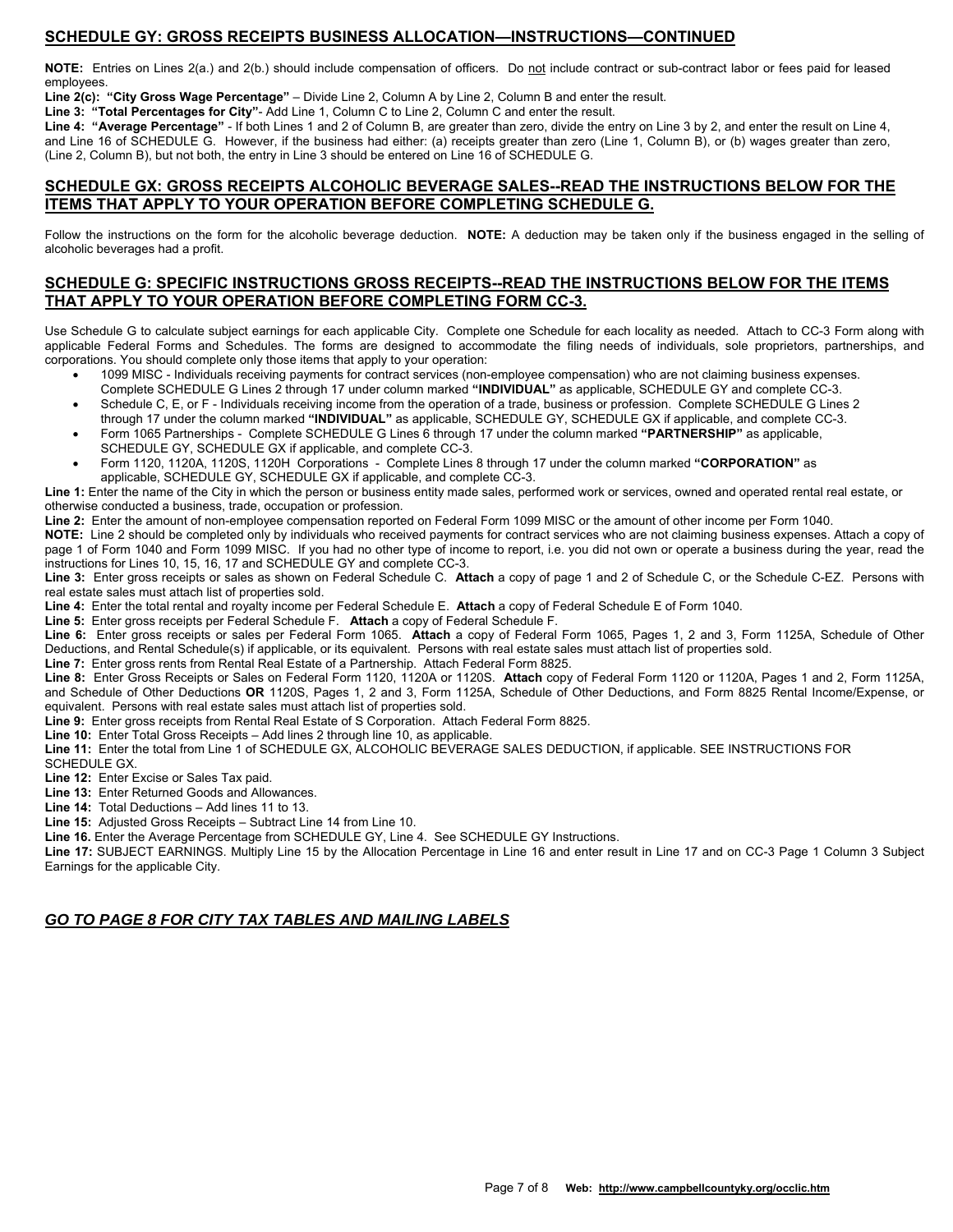## SCHEDULE GY: GROSS RECEIPTS BUSINESS ALLOCATION—INSTRUCTIONS—CONTINUED

**NOTE:** Entries on Lines 2(a.) and 2(b.) should include compensation of officers. Do not include contract or sub-contract labor or fees paid for leased employees.

**Line 2(c): "City Gross Wage Percentage"** – Divide Line 2, Column A by Line 2, Column B and enter the result.

**Line 3: "Total Percentages for City"**- Add Line 1, Column C to Line 2, Column C and enter the result.

**Line 4: "Average Percentage"** - If both Lines 1 and 2 of Column B, are greater than zero, divide the entry on Line 3 by 2, and enter the result on Line 4, and Line 16 of SCHEDULE G. However, if the business had either: (a) receipts greater than zero (Line 1, Column B), or (b) wages greater than zero, (Line 2, Column B), but not both, the entry in Line 3 should be entered on Line 16 of SCHEDULE G.

## SCHEDULE GX: GROSS RECEIPTS ALCOHOLIC BEVERAGE SALES--READ THE INSTRUCTIONS BELOW FOR THE ITEMS THAT APPLY TO YOUR OPERATION BEFORE COMPLETING SCHEDULE G.

Follow the instructions on the form for the alcoholic beverage deduction. **NOTE:** A deduction may be taken only if the business engaged in the selling of alcoholic beverages had a profit.

## SCHEDULE G: SPECIFIC INSTRUCTIONS GROSS RECEIPTS--READ THE INSTRUCTIONS BELOW FOR THE ITEMS THAT APPLY TO YOUR OPERATION BEFORE COMPLETING FORM CC-3.

Use Schedule G to calculate subject earnings for each applicable City. Complete one Schedule for each locality as needed. Attach to CC-3 Form along with applicable Federal Forms and Schedules. The forms are designed to accommodate the filing needs of individuals, sole proprietors, partnerships, and corporations. You should complete only those items that apply to your operation:

- 1099 MISC - Individuals receiving payments for contract services (non-employee compensation) who are not claiming business expenses. Complete SCHEDULE G Lines 2 through 17 under column marked **"INDIVIDUAL"** as applicable, SCHEDULE GY and complete CC-3.
- Schedule C, E, or F - Individuals receiving income from the operation of a trade, business or profession. Complete SCHEDULE G Lines 2 through 17 under the column marked **"INDIVIDUAL"** as applicable, SCHEDULE GY, SCHEDULE GX if applicable, and complete CC-3.
- Form 1065 Partnerships - Complete SCHEDULE G Lines 6 through 17 under the column marked **"PARTNERSHIP"** as applicable, SCHEDULE GY, SCHEDULE GX if applicable, and complete CC-3.
- Form 1120, 1120A, 1120S, 1120H Corporations - Complete Lines 8 through 17 under the column marked **"CORPORATION"** as applicable, SCHEDULE GY, SCHEDULE GX if applicable, and complete CC-3.

**Line 1:** Enter the name of the City in which the person or business entity made sales, performed work or services, owned and operated rental real estate, or otherwise conducted a business, trade, occupation or profession.

**Line 2:** Enter the amount of non-employee compensation reported on Federal Form 1099 MISC or the amount of other income per Form 1040.

**NOTE:** Line 2 should be completed only by individuals who received payments for contract services who are not claiming business expenses. Attach a copy of page 1 of Form 1040 and Form 1099 MISC. If you had no other type of income to report, i.e. you did not own or operate a business during the year, read the instructions for Lines 10, 15, 16, 17 and SCHEDULE GY and complete CC-3.

**Line 3:** Enter gross receipts or sales as shown on Federal Schedule C. **Attach** a copy of page 1 and 2 of Schedule C, or the Schedule C-EZ. Persons with real estate sales must attach list of properties sold.

**Line 4:** Enter the total rental and royalty income per Federal Schedule E. **Attach** a copy of Federal Schedule E of Form 1040.

**Line 5:** Enter gross receipts per Federal Schedule F. **Attach** a copy of Federal Schedule F.

**Line 6:** Enter gross receipts or sales per Federal Form 1065. **Attach** a copy of Federal Form 1065, Pages 1, 2 and 3, Form 1125A, Schedule of Other Deductions, and Rental Schedule(s) if applicable, or its equivalent. Persons with real estate sales must attach list of properties sold.

**Line 7:** Enter gross rents from Rental Real Estate of a Partnership. Attach Federal Form 8825.

**Line 8:** Enter Gross Receipts or Sales on Federal Form 1120, 1120A or 1120S. **Attach** copy of Federal Form 1120 or 1120A, Pages 1 and 2, Form 1125A, and Schedule of Other Deductions **OR** 1120S, Pages 1, 2 and 3, Form 1125A, Schedule of Other Deductions, and Form 8825 Rental Income/Expense, or equivalent. Persons with real estate sales must attach list of properties sold.

**Line 9:** Enter gross receipts from Rental Real Estate of S Corporation. Attach Federal Form 8825.

**Line 10:** Enter Total Gross Receipts – Add lines 2 through line 10, as applicable.

**Line 11:** Enter the total from Line 1 of SCHEDULE GX, ALCOHOLIC BEVERAGE SALES DEDUCTION, if applicable. SEE INSTRUCTIONS FOR SCHEDULE GX.

**Line 12:** Enter Excise or Sales Tax paid.

**Line 13:** Enter Returned Goods and Allowances.

**Line 14:** Total Deductions – Add lines 11 to 13.

**Line 15:** Adjusted Gross Receipts – Subtract Line 14 from Line 10.

**Line 16.** Enter the Average Percentage from SCHEDULE GY, Line 4. See SCHEDULE GY Instructions.

**Line 17:** SUBJECT EARNINGS. Multiply Line 15 by the Allocation Percentage in Line 16 and enter result in Line 17 and on CC-3 Page 1 Column 3 Subject Earnings for the applicable City.

***GO TO PAGE 8 FOR CITY TAX TABLES AND MAILING LABELS***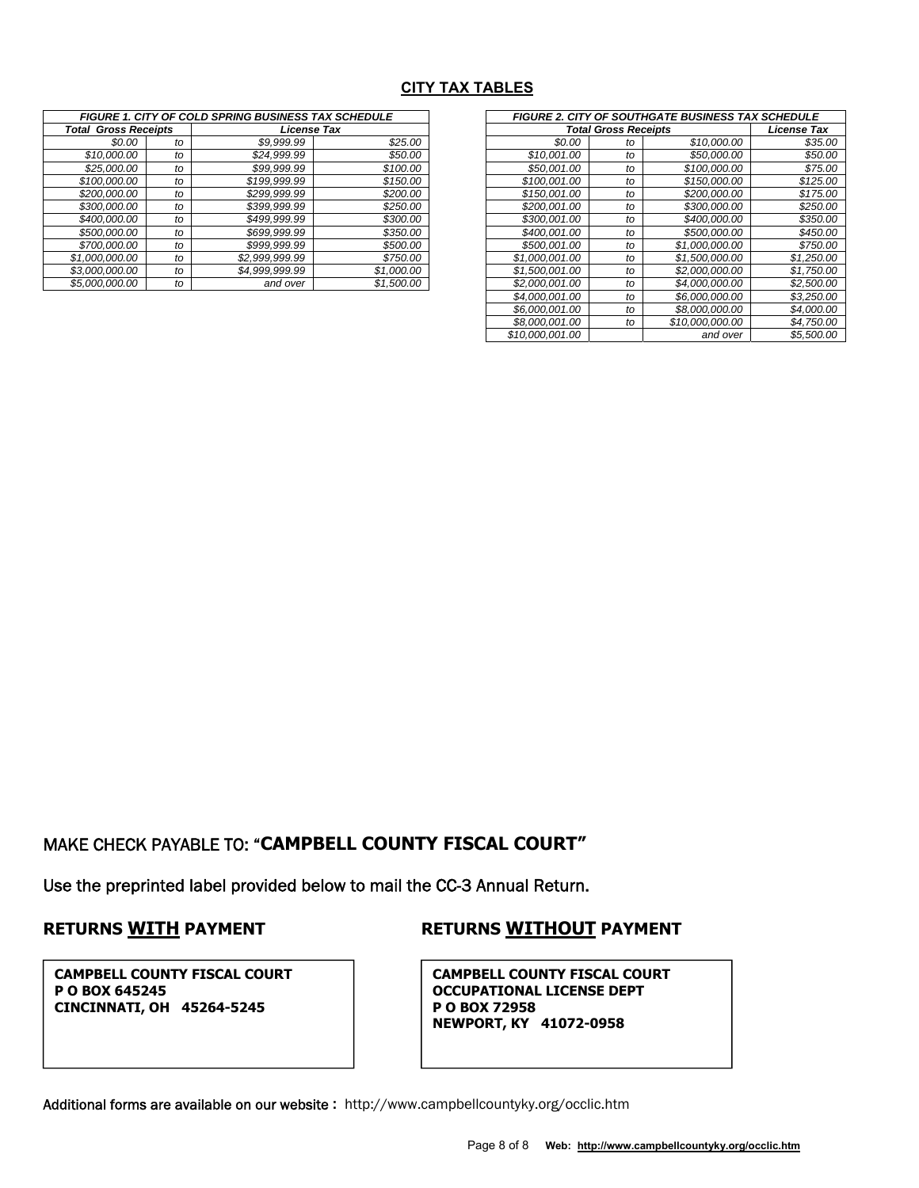## CITY TAX TABLES

| FIGURE 1. CITY OF COLD SPRING BUSINESS TAX SCHEDULE | | | |
|---|---|---|---|
| ***Total Gross Receipts*** | | ***License Tax*** | |
| *$0.00* | *to* | *$9,999.99* | *$25.00* |
| *$10,000.00* | *to* | *$24,999.99* | *$50.00* |
| *$25,000.00* | *to* | *$99,999.99* | *$100.00* |
| *$100,000.00* | *to* | *$199,999.99* | *$150.00* |
| *$200,000.00* | *to* | *$299,999.99* | *$200.00* |
| *$300,000.00* | *to* | *$399,999.99* | *$250.00* |
| *$400,000.00* | *to* | *$499,999.99* | *$300.00* |
| *$500,000.00* | *to* | *$699,999.99* | *$350.00* |
| *$700,000.00* | *to* | *$999,999.99* | *$500.00* |
| *$1,000,000.00* | *to* | *$2,999,999.99* | *$750.00* |
| *$3,000,000.00* | *to* | *$4,999,999.99* | *$1,000.00* |
| *$5,000,000.00* | *to* | *and over* | *$1,500.00* |

| FIGURE 2. CITY OF SOUTHGATE BUSINESS TAX SCHEDULE | | | |
|---|---|---|---|
| ***Total Gross Receipts*** | | | ***License Tax*** |
| *$0.00* | *to* | *$10,000.00* | *$35.00* |
| *$10,001.00* | *to* | *$50,000.00* | *$50.00* |
| *$50,001.00* | *to* | *$100,000.00* | *$75.00* |
| *$100,001.00* | *to* | *$150,000.00* | *$125.00* |
| *$150,001.00* | *to* | *$200,000.00* | *$175.00* |
| *$200,001.00* | *to* | *$300,000.00* | *$250.00* |
| *$300,001.00* | *to* | *$400,000.00* | *$350.00* |
| *$400,001.00* | *to* | *$500,000.00* | *$450.00* |
| *$500,001.00* | *to* | *$1,000,000.00* | *$750.00* |
| *$1,000,001.00* | *to* | *$1,500,000.00* | *$1,250.00* |
| *$1,500,001.00* | *to* | *$2,000,000.00* | *$1,750.00* |
| *$2,000,001.00* | *to* | *$4,000,000.00* | *$2,500.00* |
| *$4,000,001.00* | *to* | *$6,000,000.00* | *$3,250.00* |
| *$6,000,001.00* | *to* | *$8,000,000.00* | *$4,000.00* |
| *$8,000,001.00* | *to* | *$10,000,000.00* | *$4,750.00* |
| *$10,000,001.00* | | *and over* | *$5,500.00* |

MAKE CHECK PAYABLE TO: "**CAMPBELL COUNTY FISCAL COURT"**

Use the preprinted label provided below to mail the CC-3 Annual Return.

### RETURNS WITH PAYMENT

**CAMPBELL COUNTY FISCAL COURT**
**P O BOX 645245**
**CINCINNATI, OH 45264-5245**

### RETURNS WITHOUT PAYMENT

**CAMPBELL COUNTY FISCAL COURT**
**OCCUPATIONAL LICENSE DEPT**
**P O BOX 72958**
**NEWPORT, KY 41072-0958**

Additional forms are available on our website : http://www.campbellcountyky.org/occlic.htm